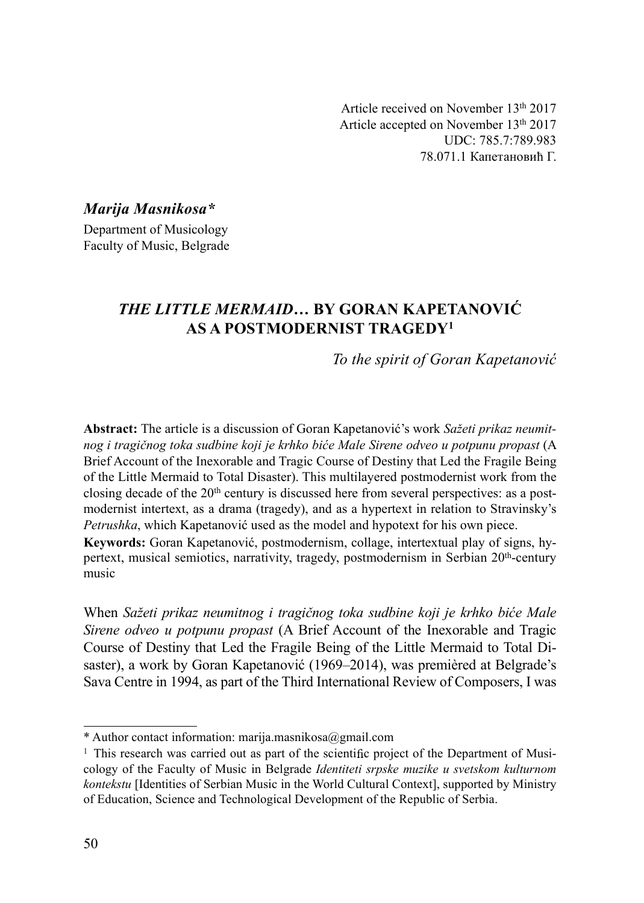Article received on November 13th 2017
Article accepted on November 13th 2017
UDC: 785.7:789.983
78.071.1 Капетановић Г.

***Marija Masnikosa****
Department of Musicology
Faculty of Music, Belgrade

# *THE LITTLE MERMAID…* BY GORAN KAPETANOVIĆ AS A POSTMODERNIST TRAGEDY[1]

*To the spirit of Goran Kapetanović*

**Abstract:** The article is a discussion of Goran Kapetanović's work *Sažeti prikaz neumitnog i tragičnog toka sudbine koji je krhko biće Male Sirene odveo u potpunu propast* (A Brief Account of the Inexorable and Tragic Course of Destiny that Led the Fragile Being of the Little Mermaid to Total Disaster). This multilayered postmodernist work from the closing decade of the 20th century is discussed here from several perspectives: as a postmodernist intertext, as a drama (tragedy), and as a hypertext in relation to Stravinsky's *Petrushka*, which Kapetanović used as the model and hypotext for his own piece.

**Keywords:** Goran Kapetanović, postmodernism, collage, intertextual play of signs, hypertext, musical semiotics, narrativity, tragedy, postmodernism in Serbian 20th-century music

When *Sažeti prikaz neumitnog i tragičnog toka sudbine koji je krhko biće Male Sirene odveo u potpunu propast* (A Brief Account of the Inexorable and Tragic Course of Destiny that Led the Fragile Being of the Little Mermaid to Total Disaster), a work by Goran Kapetanović (1969–2014), was premièred at Belgrade's Sava Centre in 1994, as part of the Third International Review of Composers, I was

---

\* Author contact information: marija.masnikosa@gmail.com

[1] This research was carried out as part of the scientific project of the Department of Musicology of the Faculty of Music in Belgrade *Identiteti srpske muzike u svetskom kulturnom kontekstu* [Identities of Serbian Music in the World Cultural Context], supported by Ministry of Education, Science and Technological Development of the Republic of Serbia.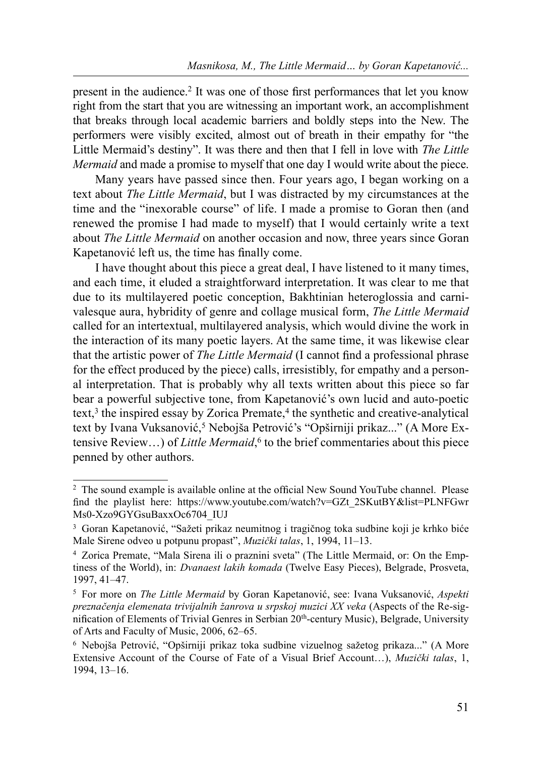present in the audience.[2] It was one of those first performances that let you know right from the start that you are witnessing an important work, an accomplishment that breaks through local academic barriers and boldly steps into the New. The performers were visibly excited, almost out of breath in their empathy for "the Little Mermaid's destiny". It was there and then that I fell in love with *The Little Mermaid* and made a promise to myself that one day I would write about the piece.

Many years have passed since then. Four years ago, I began working on a text about *The Little Mermaid*, but I was distracted by my circumstances at the time and the "inexorable course" of life. I made a promise to Goran then (and renewed the promise I had made to myself) that I would certainly write a text about *The Little Mermaid* on another occasion and now, three years since Goran Kapetanović left us, the time has finally come.

I have thought about this piece a great deal, I have listened to it many times, and each time, it eluded a straightforward interpretation. It was clear to me that due to its multilayered poetic conception, Bakhtinian heteroglossia and carnivalesque aura, hybridity of genre and collage musical form, *The Little Mermaid* called for an intertextual, multilayered analysis, which would divine the work in the interaction of its many poetic layers. At the same time, it was likewise clear that the artistic power of *The Little Mermaid* (I cannot find a professional phrase for the effect produced by the piece) calls, irresistibly, for empathy and a personal interpretation. That is probably why all texts written about this piece so far bear a powerful subjective tone, from Kapetanović's own lucid and auto-poetic text,[3] the inspired essay by Zorica Premate,[4] the synthetic and creative-analytical text by Ivana Vuksanović,[5] Nebojša Petrović's "Opširniji prikaz..." (A More Extensive Review…) of *Little Mermaid*,[6] to the brief commentaries about this piece penned by other authors.

---

[2] The sound example is available online at the official New Sound YouTube channel. Please find the playlist here: https://www.youtube.com/watch?v=GZt_2SKutBY&list=PLNFGwrMs0-Xzo9GYGsuBaxxOc6704_IUJ

[3] Goran Kapetanović, "Sažeti prikaz neumitnog i tragičnog toka sudbine koji je krhko biće Male Sirene odveo u potpunu propast", *Muzički talas*, 1, 1994, 11–13.

[4] Zorica Premate, "Mala Sirena ili o praznini sveta" (The Little Mermaid, or: On the Emptiness of the World), in: *Dvanaest lakih komada* (Twelve Easy Pieces), Belgrade, Prosveta, 1997, 41–47.

[5] For more on *The Little Mermaid* by Goran Kapetanović, see: Ivana Vuksanović, *Aspekti preznačenja elemenata trivijalnih žanrova u srpskoj muzici XX veka* (Aspects of the Re-signification of Elements of Trivial Genres in Serbian 20th-century Music), Belgrade, University of Arts and Faculty of Music, 2006, 62–65.

[6] Nebojša Petrović, "Opširniji prikaz toka sudbine vizuelnog sažetog prikaza..." (A More Extensive Account of the Course of Fate of a Visual Brief Account…), *Muzički talas*, 1, 1994, 13–16.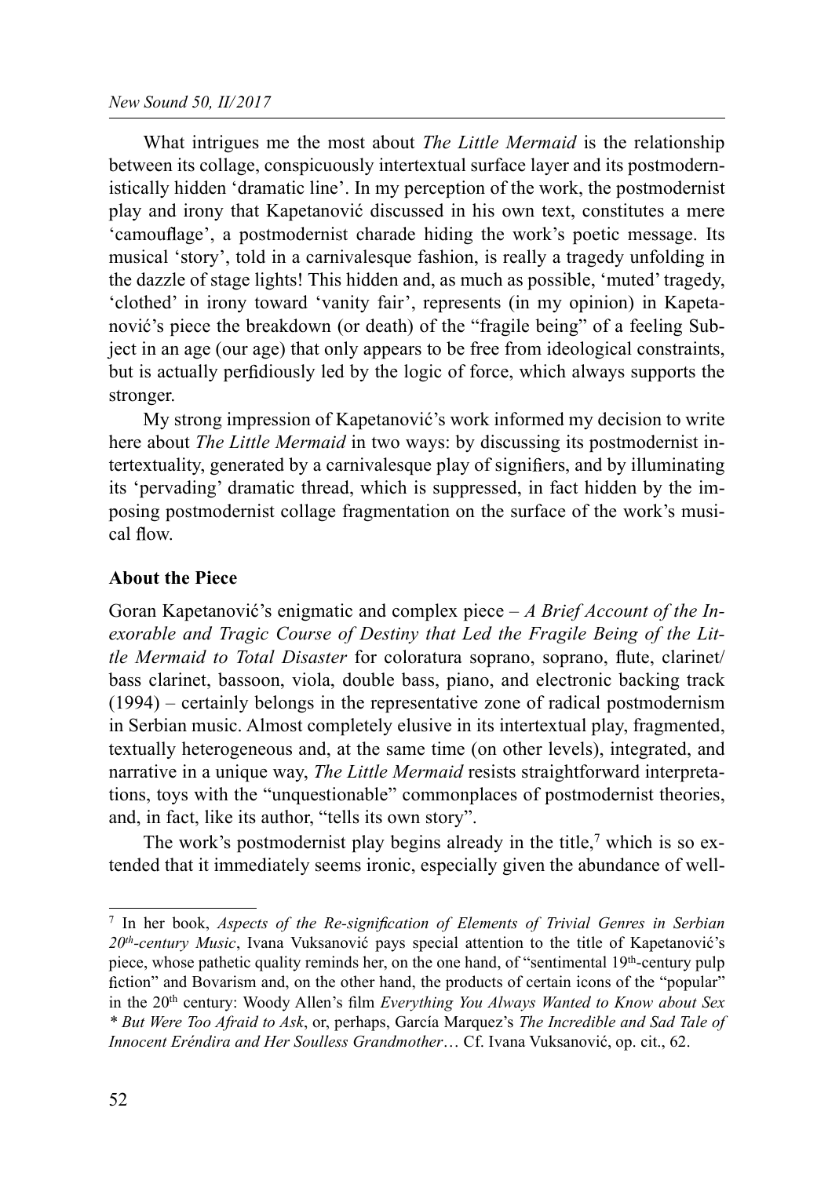What intrigues me the most about *The Little Mermaid* is the relationship between its collage, conspicuously intertextual surface layer and its postmodernistically hidden 'dramatic line'. In my perception of the work, the postmodernist play and irony that Kapetanović discussed in his own text, constitutes a mere 'camouflage', a postmodernist charade hiding the work's poetic message. Its musical 'story', told in a carnivalesque fashion, is really a tragedy unfolding in the dazzle of stage lights! This hidden and, as much as possible, 'muted' tragedy, 'clothed' in irony toward 'vanity fair', represents (in my opinion) in Kapetanović's piece the breakdown (or death) of the "fragile being" of a feeling Subject in an age (our age) that only appears to be free from ideological constraints, but is actually perfidiously led by the logic of force, which always supports the stronger.

My strong impression of Kapetanović's work informed my decision to write here about *The Little Mermaid* in two ways: by discussing its postmodernist intertextuality, generated by a carnivalesque play of signifiers, and by illuminating its 'pervading' dramatic thread, which is suppressed, in fact hidden by the imposing postmodernist collage fragmentation on the surface of the work's musical flow.

## About the Piece

Goran Kapetanović's enigmatic and complex piece – *A Brief Account of the Inexorable and Tragic Course of Destiny that Led the Fragile Being of the Little Mermaid to Total Disaster* for coloratura soprano, soprano, flute, clarinet/bass clarinet, bassoon, viola, double bass, piano, and electronic backing track (1994) – certainly belongs in the representative zone of radical postmodernism in Serbian music. Almost completely elusive in its intertextual play, fragmented, textually heterogeneous and, at the same time (on other levels), integrated, and narrative in a unique way, *The Little Mermaid* resists straightforward interpretations, toys with the "unquestionable" commonplaces of postmodernist theories, and, in fact, like its author, "tells its own story".

The work's postmodernist play begins already in the title,[7] which is so extended that it immediately seems ironic, especially given the abundance of well-

---

[7] In her book, *Aspects of the Re-signification of Elements of Trivial Genres in Serbian 20th-century Music*, Ivana Vuksanović pays special attention to the title of Kapetanović's piece, whose pathetic quality reminds her, on the one hand, of "sentimental 19th-century pulp fiction" and Bovarism and, on the other hand, the products of certain icons of the "popular" in the 20th century: Woody Allen's film *Everything You Always Wanted to Know about Sex * But Were Too Afraid to Ask*, or, perhaps, García Marquez's *The Incredible and Sad Tale of Innocent Eréndira and Her Soulless Grandmother*… Cf. Ivana Vuksanović, op. cit., 62.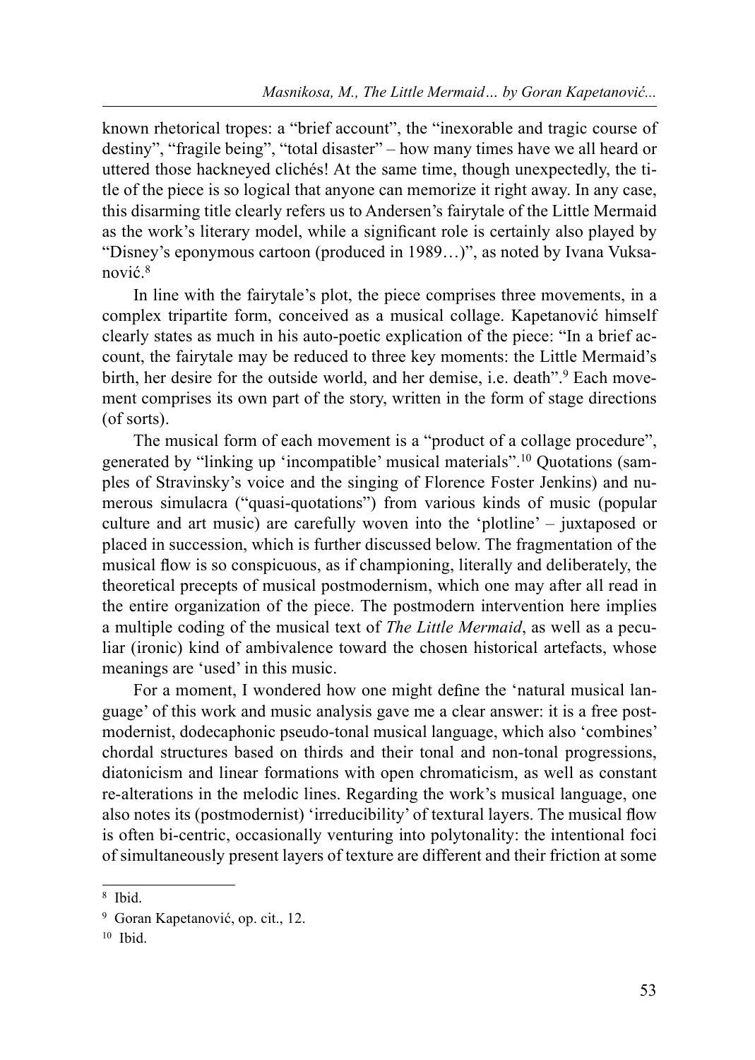known rhetorical tropes: a "brief account", the "inexorable and tragic course of destiny", "fragile being", "total disaster" – how many times have we all heard or uttered those hackneyed clichés! At the same time, though unexpectedly, the title of the piece is so logical that anyone can memorize it right away. In any case, this disarming title clearly refers us to Andersen's fairytale of the Little Mermaid as the work's literary model, while a significant role is certainly also played by "Disney's eponymous cartoon (produced in 1989…)", as noted by Ivana Vuksanović.[8]

In line with the fairytale's plot, the piece comprises three movements, in a complex tripartite form, conceived as a musical collage. Kapetanović himself clearly states as much in his auto-poetic explication of the piece: "In a brief account, the fairytale may be reduced to three key moments: the Little Mermaid's birth, her desire for the outside world, and her demise, i.e. death".[9] Each movement comprises its own part of the story, written in the form of stage directions (of sorts).

The musical form of each movement is a "product of a collage procedure", generated by "linking up 'incompatible' musical materials".[10] Quotations (samples of Stravinsky's voice and the singing of Florence Foster Jenkins) and numerous simulacra ("quasi-quotations") from various kinds of music (popular culture and art music) are carefully woven into the 'plotline' – juxtaposed or placed in succession, which is further discussed below. The fragmentation of the musical flow is so conspicuous, as if championing, literally and deliberately, the theoretical precepts of musical postmodernism, which one may after all read in the entire organization of the piece. The postmodern intervention here implies a multiple coding of the musical text of *The Little Mermaid*, as well as a peculiar (ironic) kind of ambivalence toward the chosen historical artefacts, whose meanings are 'used' in this music.

For a moment, I wondered how one might define the 'natural musical language' of this work and music analysis gave me a clear answer: it is a free postmodernist, dodecaphonic pseudo-tonal musical language, which also 'combines' chordal structures based on thirds and their tonal and non-tonal progressions, diatonicism and linear formations with open chromaticism, as well as constant re-alterations in the melodic lines. Regarding the work's musical language, one also notes its (postmodernist) 'irreducibility' of textural layers. The musical flow is often bi-centric, occasionally venturing into polytonality: the intentional foci of simultaneously present layers of texture are different and their friction at some

---

[8] Ibid.

[9] Goran Kapetanović, op. cit., 12.

[10] Ibid.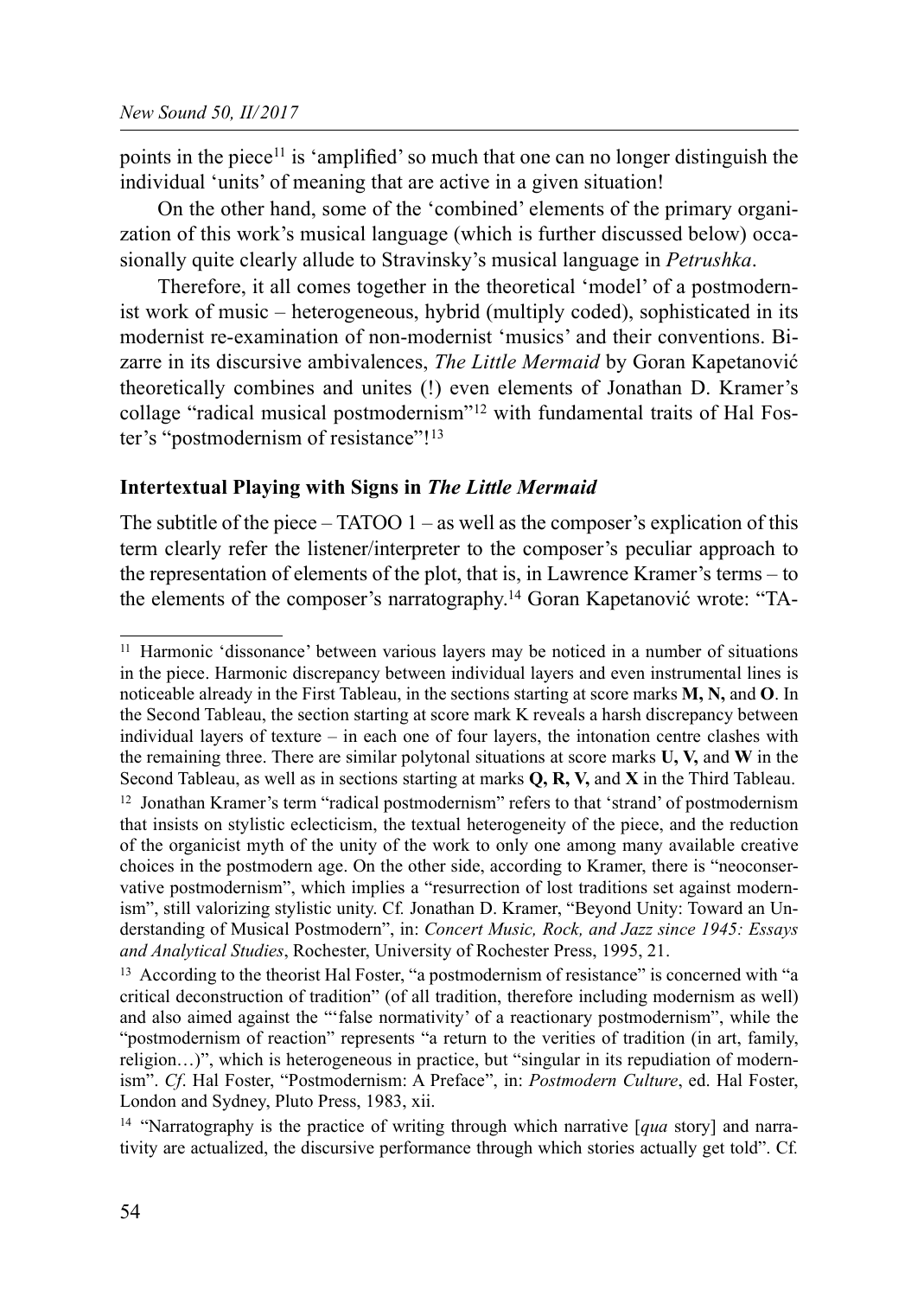points in the piece[11] is 'amplified' so much that one can no longer distinguish the individual 'units' of meaning that are active in a given situation!

On the other hand, some of the 'combined' elements of the primary organization of this work's musical language (which is further discussed below) occasionally quite clearly allude to Stravinsky's musical language in *Petrushka*.

Therefore, it all comes together in the theoretical 'model' of a postmodernist work of music – heterogeneous, hybrid (multiply coded), sophisticated in its modernist re-examination of non-modernist 'musics' and their conventions. Bizarre in its discursive ambivalences, *The Little Mermaid* by Goran Kapetanović theoretically combines and unites (!) even elements of Jonathan D. Kramer's collage "radical musical postmodernism"[12] with fundamental traits of Hal Foster's "postmodernism of resistance"![13]

### Intertextual Playing with Signs in *The Little Mermaid*

The subtitle of the piece – TATOO 1 – as well as the composer's explication of this term clearly refer the listener/interpreter to the composer's peculiar approach to the representation of elements of the plot, that is, in Lawrence Kramer's terms – to the elements of the composer's narratography.[14] Goran Kapetanović wrote: "TA-

---

[11] Harmonic 'dissonance' between various layers may be noticed in a number of situations in the piece. Harmonic discrepancy between individual layers and even instrumental lines is noticeable already in the First Tableau, in the sections starting at score marks **M, N,** and **O**. In the Second Tableau, the section starting at score mark K reveals a harsh discrepancy between individual layers of texture – in each one of four layers, the intonation centre clashes with the remaining three. There are similar polytonal situations at score marks **U, V,** and **W** in the Second Tableau, as well as in sections starting at marks **Q, R, V,** and **X** in the Third Tableau.

[12] Jonathan Kramer's term "radical postmodernism" refers to that 'strand' of postmodernism that insists on stylistic eclecticism, the textual heterogeneity of the piece, and the reduction of the organicist myth of the unity of the work to only one among many available creative choices in the postmodern age. On the other side, according to Kramer, there is "neoconservative postmodernism", which implies a "resurrection of lost traditions set against modernism", still valorizing stylistic unity. Cf. Jonathan D. Kramer, "Beyond Unity: Toward an Understanding of Musical Postmodern", in: *Concert Music, Rock, and Jazz since 1945: Essays and Analytical Studies*, Rochester, University of Rochester Press, 1995, 21.

[13] According to the theorist Hal Foster, "a postmodernism of resistance" is concerned with "a critical deconstruction of tradition" (of all tradition, therefore including modernism as well) and also aimed against the "'false normativity' of a reactionary postmodernism", while the "postmodernism of reaction" represents "a return to the verities of tradition (in art, family, religion…)", which is heterogeneous in practice, but "singular in its repudiation of modernism". *Cf*. Hal Foster, "Postmodernism: A Preface", in: *Postmodern Culture*, ed. Hal Foster, London and Sydney, Pluto Press, 1983, xii.

[14] "Narratography is the practice of writing through which narrative [*qua* story] and narrativity are actualized, the discursive performance through which stories actually get told". Cf.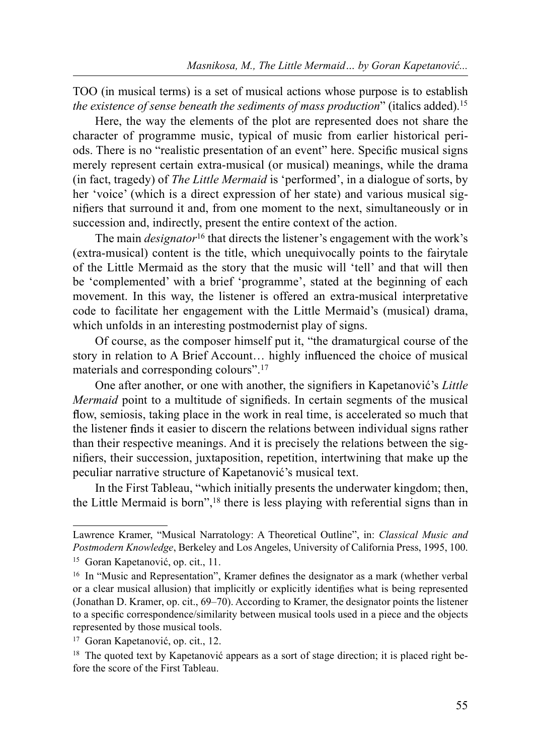TOO (in musical terms) is a set of musical actions whose purpose is to establish *the existence of sense beneath the sediments of mass production*" (italics added).[15]

Here, the way the elements of the plot are represented does not share the character of programme music, typical of music from earlier historical periods. There is no "realistic presentation of an event" here. Specific musical signs merely represent certain extra-musical (or musical) meanings, while the drama (in fact, tragedy) of *The Little Mermaid* is 'performed', in a dialogue of sorts, by her 'voice' (which is a direct expression of her state) and various musical signifiers that surround it and, from one moment to the next, simultaneously or in succession and, indirectly, present the entire context of the action.

The main *designator*[16] that directs the listener's engagement with the work's (extra-musical) content is the title, which unequivocally points to the fairytale of the Little Mermaid as the story that the music will 'tell' and that will then be 'complemented' with a brief 'programme', stated at the beginning of each movement. In this way, the listener is offered an extra-musical interpretative code to facilitate her engagement with the Little Mermaid's (musical) drama, which unfolds in an interesting postmodernist play of signs.

Of course, as the composer himself put it, "the dramaturgical course of the story in relation to A Brief Account… highly influenced the choice of musical materials and corresponding colours".[17]

One after another, or one with another, the signifiers in Kapetanović's *Little Mermaid* point to a multitude of signifieds. In certain segments of the musical flow, semiosis, taking place in the work in real time, is accelerated so much that the listener finds it easier to discern the relations between individual signs rather than their respective meanings. And it is precisely the relations between the signifiers, their succession, juxtaposition, repetition, intertwining that make up the peculiar narrative structure of Kapetanović's musical text.

In the First Tableau, "which initially presents the underwater kingdom; then, the Little Mermaid is born",[18] there is less playing with referential signs than in

---

Lawrence Kramer, "Musical Narratology: A Theoretical Outline", in: *Classical Music and Postmodern Knowledge*, Berkeley and Los Angeles, University of California Press, 1995, 100.

[15] Goran Kapetanović, op. cit., 11.

[16] In "Music and Representation", Kramer defines the designator as a mark (whether verbal or a clear musical allusion) that implicitly or explicitly identifies what is being represented (Jonathan D. Kramer, op. cit., 69–70). According to Kramer, the designator points the listener to a specific correspondence/similarity between musical tools used in a piece and the objects represented by those musical tools.

[17] Goran Kapetanović, op. cit., 12.

[18] The quoted text by Kapetanović appears as a sort of stage direction; it is placed right before the score of the First Tableau.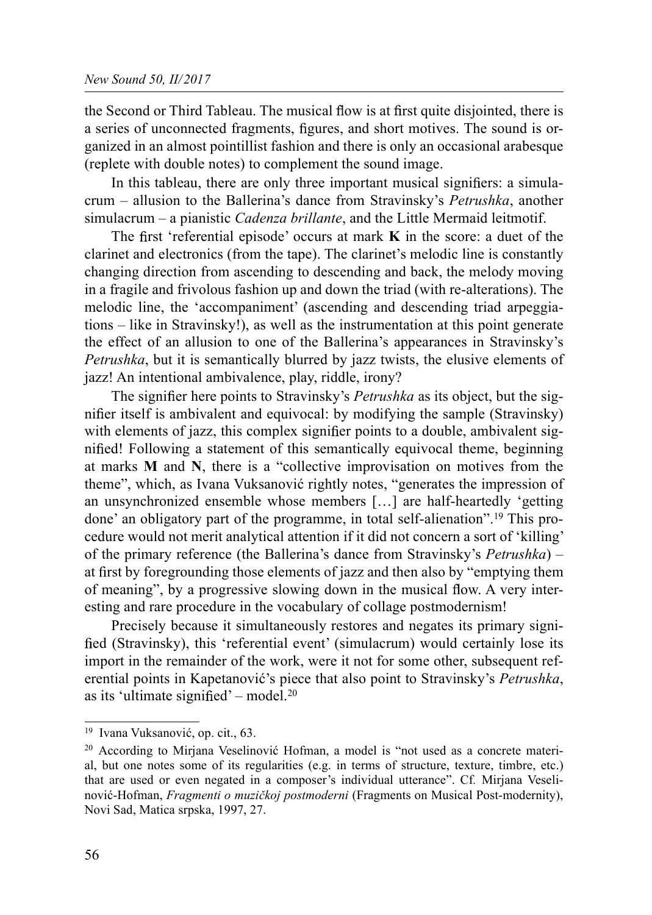the Second or Third Tableau. The musical flow is at first quite disjointed, there is a series of unconnected fragments, figures, and short motives. The sound is organized in an almost pointillist fashion and there is only an occasional arabesque (replete with double notes) to complement the sound image.

In this tableau, there are only three important musical signifiers: a simulacrum – allusion to the Ballerina's dance from Stravinsky's *Petrushka*, another simulacrum – a pianistic *Cadenza brillante*, and the Little Mermaid leitmotif.

The first 'referential episode' occurs at mark **K** in the score: a duet of the clarinet and electronics (from the tape). The clarinet's melodic line is constantly changing direction from ascending to descending and back, the melody moving in a fragile and frivolous fashion up and down the triad (with re-alterations). The melodic line, the 'accompaniment' (ascending and descending triad arpeggiations – like in Stravinsky!), as well as the instrumentation at this point generate the effect of an allusion to one of the Ballerina's appearances in Stravinsky's *Petrushka*, but it is semantically blurred by jazz twists, the elusive elements of jazz! An intentional ambivalence, play, riddle, irony?

The signifier here points to Stravinsky's *Petrushka* as its object, but the signifier itself is ambivalent and equivocal: by modifying the sample (Stravinsky) with elements of jazz, this complex signifier points to a double, ambivalent signified! Following a statement of this semantically equivocal theme, beginning at marks **M** and **N**, there is a "collective improvisation on motives from the theme", which, as Ivana Vuksanović rightly notes, "generates the impression of an unsynchronized ensemble whose members […] are half-heartedly 'getting done' an obligatory part of the programme, in total self-alienation".[19] This procedure would not merit analytical attention if it did not concern a sort of 'killing' of the primary reference (the Ballerina's dance from Stravinsky's *Petrushka*) – at first by foregrounding those elements of jazz and then also by "emptying them of meaning", by a progressive slowing down in the musical flow. A very interesting and rare procedure in the vocabulary of collage postmodernism!

Precisely because it simultaneously restores and negates its primary signified (Stravinsky), this 'referential event' (simulacrum) would certainly lose its import in the remainder of the work, were it not for some other, subsequent referential points in Kapetanović's piece that also point to Stravinsky's *Petrushka*, as its 'ultimate signified' – model.[20]

---

[19] Ivana Vuksanović, op. cit., 63.

[20] According to Mirjana Veselinović Hofman, a model is "not used as a concrete material, but one notes some of its regularities (e.g. in terms of structure, texture, timbre, etc.) that are used or even negated in a composer's individual utterance". Cf. Mirjana Veselinović-Hofman, *Fragmenti o muzičkoj postmoderni* (Fragments on Musical Post-modernity), Novi Sad, Matica srpska, 1997, 27.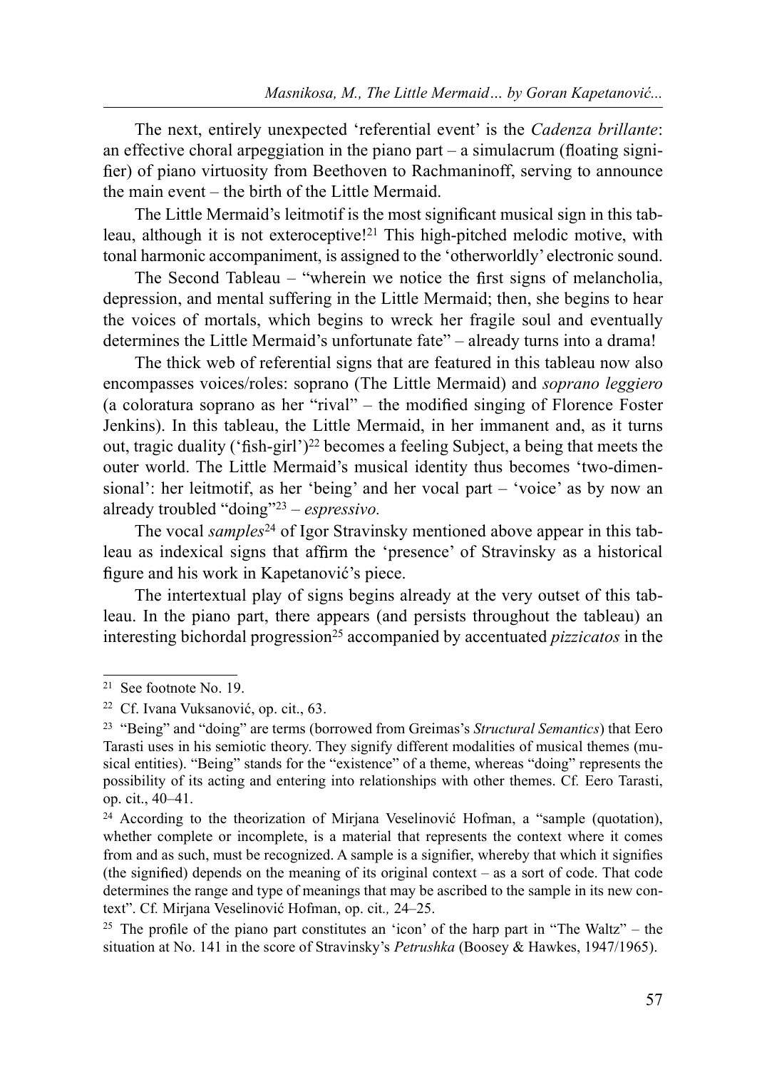The next, entirely unexpected 'referential event' is the *Cadenza brillante*: an effective choral arpeggiation in the piano part – a simulacrum (floating signifier) of piano virtuosity from Beethoven to Rachmaninoff, serving to announce the main event – the birth of the Little Mermaid.

The Little Mermaid's leitmotif is the most significant musical sign in this tableau, although it is not exteroceptive![21] This high-pitched melodic motive, with tonal harmonic accompaniment, is assigned to the 'otherworldly' electronic sound.

The Second Tableau – "wherein we notice the first signs of melancholia, depression, and mental suffering in the Little Mermaid; then, she begins to hear the voices of mortals, which begins to wreck her fragile soul and eventually determines the Little Mermaid's unfortunate fate" – already turns into a drama!

The thick web of referential signs that are featured in this tableau now also encompasses voices/roles: soprano (The Little Mermaid) and *soprano leggiero* (a coloratura soprano as her "rival" – the modified singing of Florence Foster Jenkins). In this tableau, the Little Mermaid, in her immanent and, as it turns out, tragic duality ('fish-girl')[22] becomes a feeling Subject, a being that meets the outer world. The Little Mermaid's musical identity thus becomes 'two-dimensional': her leitmotif, as her 'being' and her vocal part – 'voice' as by now an already troubled "doing"[23] – *espressivo*.

The vocal *samples*[24] of Igor Stravinsky mentioned above appear in this tableau as indexical signs that affirm the 'presence' of Stravinsky as a historical figure and his work in Kapetanović's piece.

The intertextual play of signs begins already at the very outset of this tableau. In the piano part, there appears (and persists throughout the tableau) an interesting bichordal progression[25] accompanied by accentuated *pizzicatos* in the

---

[21] See footnote No. 19.

[22] Cf. Ivana Vuksanović, op. cit., 63.

[23] "Being" and "doing" are terms (borrowed from Greimas's *Structural Semantics*) that Eero Tarasti uses in his semiotic theory. They signify different modalities of musical themes (musical entities). "Being" stands for the "existence" of a theme, whereas "doing" represents the possibility of its acting and entering into relationships with other themes. Cf. Eero Tarasti, op. cit., 40–41.

[24] According to the theorization of Mirjana Veselinović Hofman, a "sample (quotation), whether complete or incomplete, is a material that represents the context where it comes from and as such, must be recognized. A sample is a signifier, whereby that which it signifies (the signified) depends on the meaning of its original context – as a sort of code. That code determines the range and type of meanings that may be ascribed to the sample in its new context". Cf. Mirjana Veselinović Hofman, op. cit*.*, 24–25.

[25] The profile of the piano part constitutes an 'icon' of the harp part in "The Waltz" – the situation at No. 141 in the score of Stravinsky's *Petrushka* (Boosey & Hawkes, 1947/1965).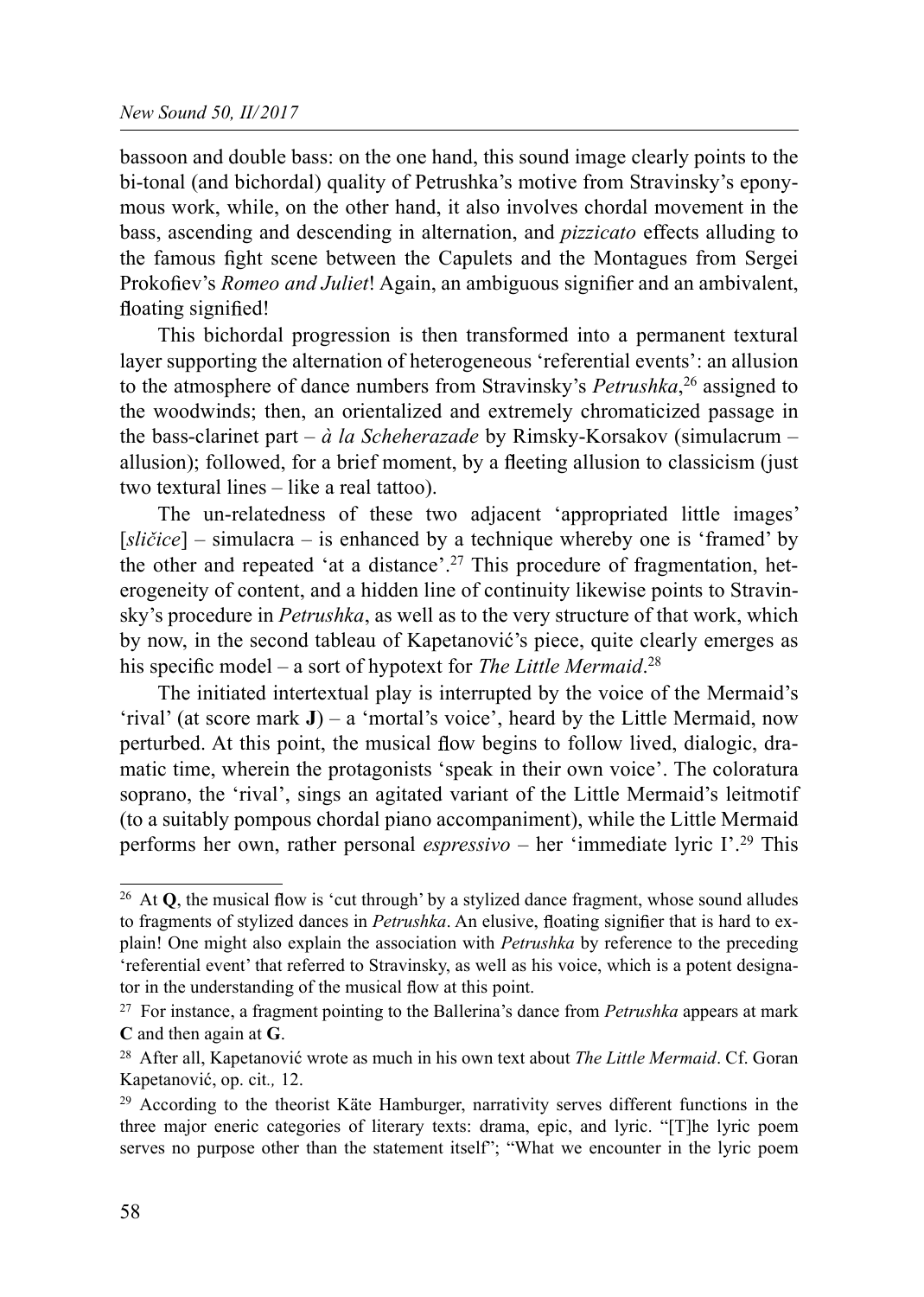bassoon and double bass: on the one hand, this sound image clearly points to the bi-tonal (and bichordal) quality of Petrushka's motive from Stravinsky's eponymous work, while, on the other hand, it also involves chordal movement in the bass, ascending and descending in alternation, and *pizzicato* effects alluding to the famous fight scene between the Capulets and the Montagues from Sergei Prokofiev's *Romeo and Juliet*! Again, an ambiguous signifier and an ambivalent, floating signified!

This bichordal progression is then transformed into a permanent textural layer supporting the alternation of heterogeneous 'referential events': an allusion to the atmosphere of dance numbers from Stravinsky's *Petrushka*,[26] assigned to the woodwinds; then, an orientalized and extremely chromaticized passage in the bass-clarinet part – *à la Scheherazade* by Rimsky-Korsakov (simulacrum – allusion); followed, for a brief moment, by a fleeting allusion to classicism (just two textural lines – like a real tattoo).

The un-relatedness of these two adjacent 'appropriated little images' [*sličice*] – simulacra – is enhanced by a technique whereby one is 'framed' by the other and repeated 'at a distance'.[27] This procedure of fragmentation, heterogeneity of content, and a hidden line of continuity likewise points to Stravinsky's procedure in *Petrushka*, as well as to the very structure of that work, which by now, in the second tableau of Kapetanović's piece, quite clearly emerges as his specific model – a sort of hypotext for *The Little Mermaid*.[28]

The initiated intertextual play is interrupted by the voice of the Mermaid's 'rival' (at score mark **J**) – a 'mortal's voice', heard by the Little Mermaid, now perturbed. At this point, the musical flow begins to follow lived, dialogic, dramatic time, wherein the protagonists 'speak in their own voice'. The coloratura soprano, the 'rival', sings an agitated variant of the Little Mermaid's leitmotif (to a suitably pompous chordal piano accompaniment), while the Little Mermaid performs her own, rather personal *espressivo* – her 'immediate lyric I'.[29] This

---

[26] At **Q**, the musical flow is 'cut through' by a stylized dance fragment, whose sound alludes to fragments of stylized dances in *Petrushka*. An elusive, floating signifier that is hard to explain! One might also explain the association with *Petrushka* by reference to the preceding 'referential event' that referred to Stravinsky, as well as his voice, which is a potent designator in the understanding of the musical flow at this point.

[27] For instance, a fragment pointing to the Ballerina's dance from *Petrushka* appears at mark **C** and then again at **G**.

[28] After all, Kapetanović wrote as much in his own text about *The Little Mermaid*. Cf. Goran Kapetanović, op. cit., 12.

[29] According to the theorist Käte Hamburger, narrativity serves different functions in the three major eneric categories of literary texts: drama, epic, and lyric. "[T]he lyric poem serves no purpose other than the statement itself"; "What we encounter in the lyric poem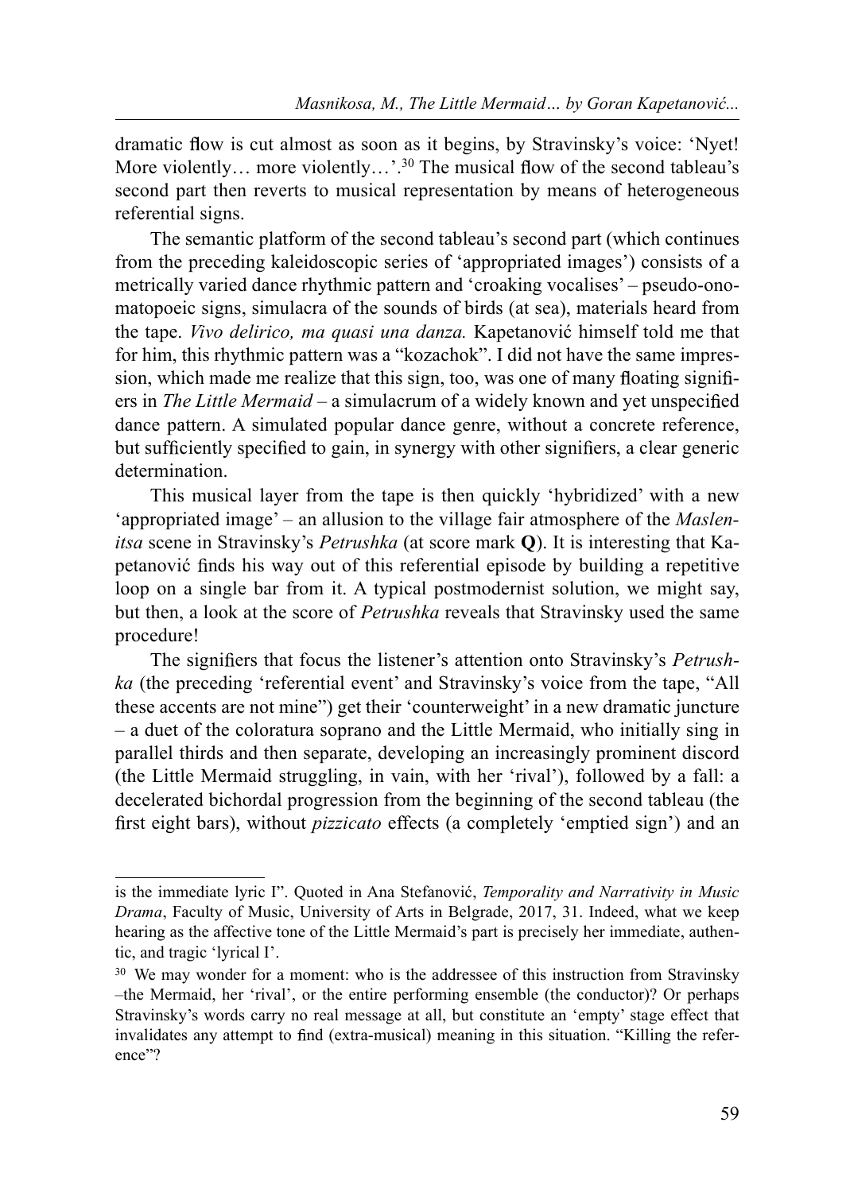dramatic flow is cut almost as soon as it begins, by Stravinsky's voice: 'Nyet! More violently… more violently…'.[30] The musical flow of the second tableau's second part then reverts to musical representation by means of heterogeneous referential signs.

The semantic platform of the second tableau's second part (which continues from the preceding kaleidoscopic series of 'appropriated images') consists of a metrically varied dance rhythmic pattern and 'croaking vocalises' – pseudo-onomatopoeic signs, simulacra of the sounds of birds (at sea), materials heard from the tape. *Vivo delirico, ma quasi una danza.* Kapetanović himself told me that for him, this rhythmic pattern was a "kozachok". I did not have the same impression, which made me realize that this sign, too, was one of many floating signifiers in *The Little Mermaid* – a simulacrum of a widely known and yet unspecified dance pattern. A simulated popular dance genre, without a concrete reference, but sufficiently specified to gain, in synergy with other signifiers, a clear generic determination.

This musical layer from the tape is then quickly 'hybridized' with a new 'appropriated image' – an allusion to the village fair atmosphere of the *Maslenitsa* scene in Stravinsky's *Petrushka* (at score mark **Q**). It is interesting that Kapetanović finds his way out of this referential episode by building a repetitive loop on a single bar from it. A typical postmodernist solution, we might say, but then, a look at the score of *Petrushka* reveals that Stravinsky used the same procedure!

The signifiers that focus the listener's attention onto Stravinsky's *Petrushka* (the preceding 'referential event' and Stravinsky's voice from the tape, "All these accents are not mine") get their 'counterweight' in a new dramatic juncture – a duet of the coloratura soprano and the Little Mermaid, who initially sing in parallel thirds and then separate, developing an increasingly prominent discord (the Little Mermaid struggling, in vain, with her 'rival'), followed by a fall: a decelerated bichordal progression from the beginning of the second tableau (the first eight bars), without *pizzicato* effects (a completely 'emptied sign') and an

---

is the immediate lyric I". Quoted in Ana Stefanović, *Temporality and Narrativity in Music Drama*, Faculty of Music, University of Arts in Belgrade, 2017, 31. Indeed, what we keep hearing as the affective tone of the Little Mermaid's part is precisely her immediate, authentic, and tragic 'lyrical I'.

[30] We may wonder for a moment: who is the addressee of this instruction from Stravinsky –the Mermaid, her 'rival', or the entire performing ensemble (the conductor)? Or perhaps Stravinsky's words carry no real message at all, but constitute an 'empty' stage effect that invalidates any attempt to find (extra-musical) meaning in this situation. "Killing the reference"?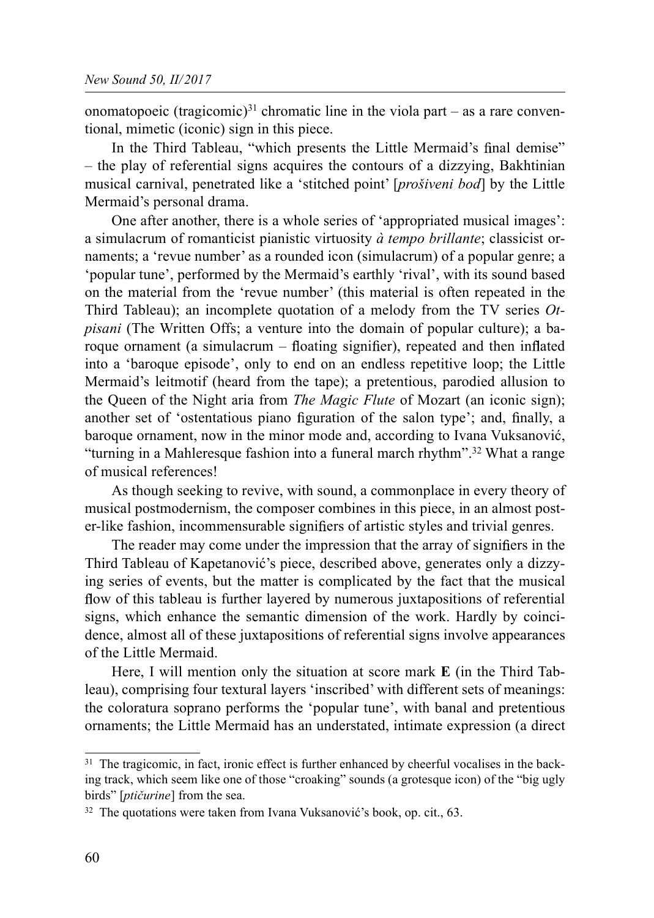onomatopoeic (tragicomic)[31] chromatic line in the viola part – as a rare conventional, mimetic (iconic) sign in this piece.

In the Third Tableau, "which presents the Little Mermaid's final demise" – the play of referential signs acquires the contours of a dizzying, Bakhtinian musical carnival, penetrated like a 'stitched point' [*prošiveni bod*] by the Little Mermaid's personal drama.

One after another, there is a whole series of 'appropriated musical images': a simulacrum of romanticist pianistic virtuosity *à tempo brillante*; classicist ornaments; a 'revue number' as a rounded icon (simulacrum) of a popular genre; a 'popular tune', performed by the Mermaid's earthly 'rival', with its sound based on the material from the 'revue number' (this material is often repeated in the Third Tableau); an incomplete quotation of a melody from the TV series *Otpisani* (The Written Offs; a venture into the domain of popular culture); a baroque ornament (a simulacrum – floating signifier), repeated and then inflated into a 'baroque episode', only to end on an endless repetitive loop; the Little Mermaid's leitmotif (heard from the tape); a pretentious, parodied allusion to the Queen of the Night aria from *The Magic Flute* of Mozart (an iconic sign); another set of 'ostentatious piano figuration of the salon type'; and, finally, a baroque ornament, now in the minor mode and, according to Ivana Vuksanović, "turning in a Mahleresque fashion into a funeral march rhythm".[32] What a range of musical references!

As though seeking to revive, with sound, a commonplace in every theory of musical postmodernism, the composer combines in this piece, in an almost poster-like fashion, incommensurable signifiers of artistic styles and trivial genres.

The reader may come under the impression that the array of signifiers in the Third Tableau of Kapetanović's piece, described above, generates only a dizzying series of events, but the matter is complicated by the fact that the musical flow of this tableau is further layered by numerous juxtapositions of referential signs, which enhance the semantic dimension of the work. Hardly by coincidence, almost all of these juxtapositions of referential signs involve appearances of the Little Mermaid.

Here, I will mention only the situation at score mark **E** (in the Third Tableau), comprising four textural layers 'inscribed' with different sets of meanings: the coloratura soprano performs the 'popular tune', with banal and pretentious ornaments; the Little Mermaid has an understated, intimate expression (a direct

---

[31] The tragicomic, in fact, ironic effect is further enhanced by cheerful vocalises in the backing track, which seem like one of those "croaking" sounds (a grotesque icon) of the "big ugly birds" [*ptičurine*] from the sea.

[32] The quotations were taken from Ivana Vuksanović's book, op. cit., 63.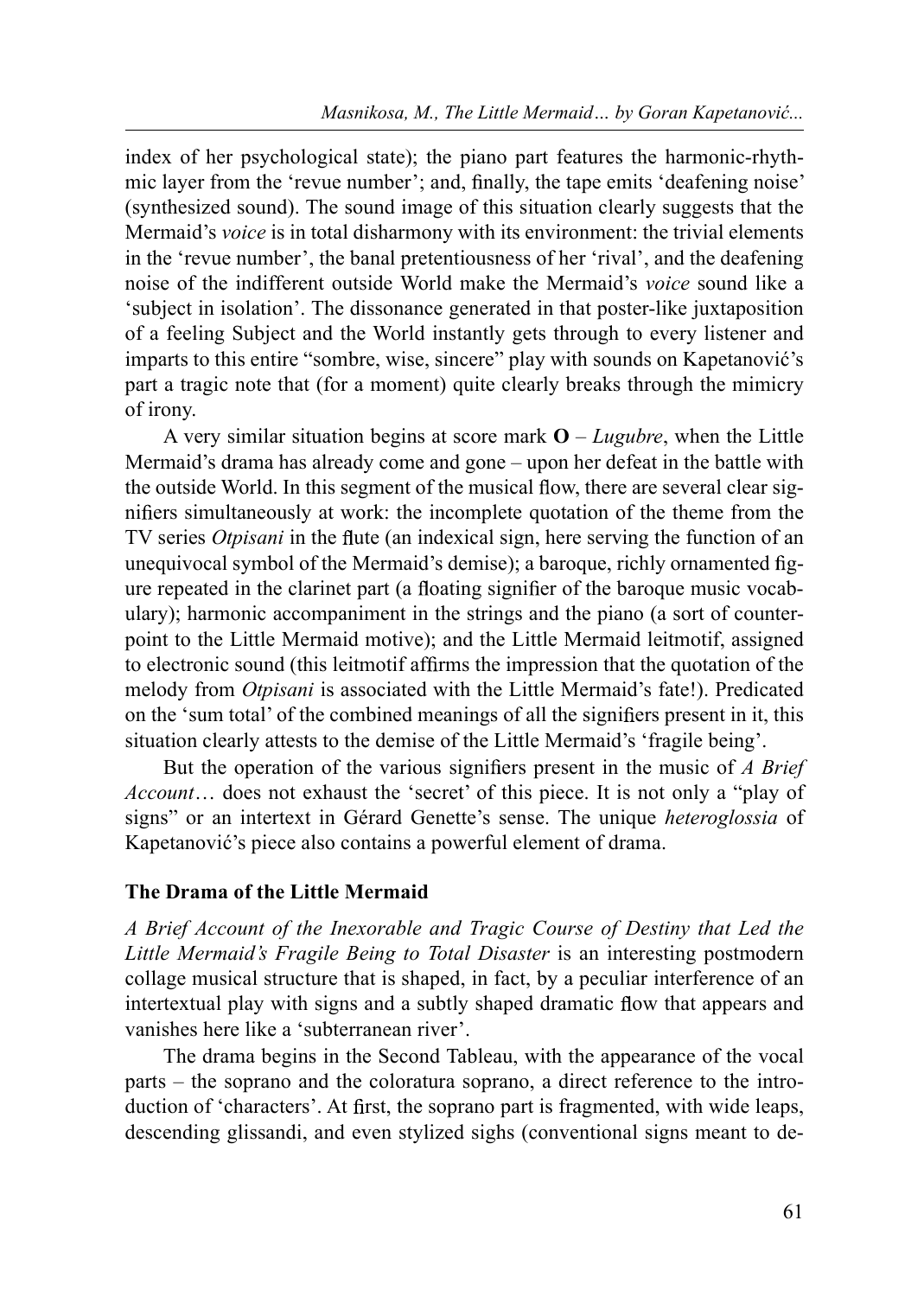index of her psychological state); the piano part features the harmonic-rhythmic layer from the 'revue number'; and, finally, the tape emits 'deafening noise' (synthesized sound). The sound image of this situation clearly suggests that the Mermaid's *voice* is in total disharmony with its environment: the trivial elements in the 'revue number', the banal pretentiousness of her 'rival', and the deafening noise of the indifferent outside World make the Mermaid's *voice* sound like a 'subject in isolation'. The dissonance generated in that poster-like juxtaposition of a feeling Subject and the World instantly gets through to every listener and imparts to this entire "sombre, wise, sincere" play with sounds on Kapetanović's part a tragic note that (for a moment) quite clearly breaks through the mimicry of irony.

A very similar situation begins at score mark **O** – *Lugubre*, when the Little Mermaid's drama has already come and gone – upon her defeat in the battle with the outside World. In this segment of the musical flow, there are several clear signifiers simultaneously at work: the incomplete quotation of the theme from the TV series *Otpisani* in the flute (an indexical sign, here serving the function of an unequivocal symbol of the Mermaid's demise); a baroque, richly ornamented figure repeated in the clarinet part (a floating signifier of the baroque music vocabulary); harmonic accompaniment in the strings and the piano (a sort of counterpoint to the Little Mermaid motive); and the Little Mermaid leitmotif, assigned to electronic sound (this leitmotif affirms the impression that the quotation of the melody from *Otpisani* is associated with the Little Mermaid's fate!). Predicated on the 'sum total' of the combined meanings of all the signifiers present in it, this situation clearly attests to the demise of the Little Mermaid's 'fragile being'.

But the operation of the various signifiers present in the music of *A Brief Account*… does not exhaust the 'secret' of this piece. It is not only a "play of signs" or an intertext in Gérard Genette's sense. The unique *heteroglossia* of Kapetanović's piece also contains a powerful element of drama.

## The Drama of the Little Mermaid

*A Brief Account of the Inexorable and Tragic Course of Destiny that Led the Little Mermaid's Fragile Being to Total Disaster* is an interesting postmodern collage musical structure that is shaped, in fact, by a peculiar interference of an intertextual play with signs and a subtly shaped dramatic flow that appears and vanishes here like a 'subterranean river'.

The drama begins in the Second Tableau, with the appearance of the vocal parts – the soprano and the coloratura soprano, a direct reference to the introduction of 'characters'. At first, the soprano part is fragmented, with wide leaps, descending glissandi, and even stylized sighs (conventional signs meant to de-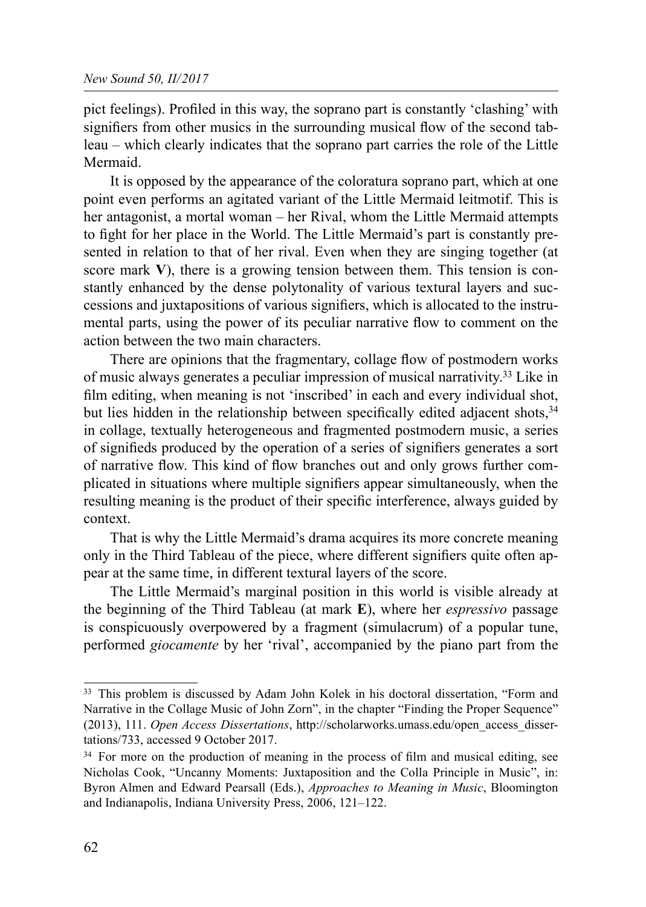pict feelings). Profiled in this way, the soprano part is constantly 'clashing' with signifiers from other musics in the surrounding musical flow of the second tableau – which clearly indicates that the soprano part carries the role of the Little Mermaid.

It is opposed by the appearance of the coloratura soprano part, which at one point even performs an agitated variant of the Little Mermaid leitmotif. This is her antagonist, a mortal woman – her Rival, whom the Little Mermaid attempts to fight for her place in the World. The Little Mermaid's part is constantly presented in relation to that of her rival. Even when they are singing together (at score mark **V**), there is a growing tension between them. This tension is constantly enhanced by the dense polytonality of various textural layers and successions and juxtapositions of various signifiers, which is allocated to the instrumental parts, using the power of its peculiar narrative flow to comment on the action between the two main characters.

There are opinions that the fragmentary, collage flow of postmodern works of music always generates a peculiar impression of musical narrativity.[33] Like in film editing, when meaning is not 'inscribed' in each and every individual shot, but lies hidden in the relationship between specifically edited adjacent shots,[34] in collage, textually heterogeneous and fragmented postmodern music, a series of signifieds produced by the operation of a series of signifiers generates a sort of narrative flow. This kind of flow branches out and only grows further complicated in situations where multiple signifiers appear simultaneously, when the resulting meaning is the product of their specific interference, always guided by context.

That is why the Little Mermaid's drama acquires its more concrete meaning only in the Third Tableau of the piece, where different signifiers quite often appear at the same time, in different textural layers of the score.

The Little Mermaid's marginal position in this world is visible already at the beginning of the Third Tableau (at mark **E**), where her *espressivo* passage is conspicuously overpowered by a fragment (simulacrum) of a popular tune, performed *giocamente* by her 'rival', accompanied by the piano part from the

---

[33] This problem is discussed by Adam John Kolek in his doctoral dissertation, "Form and Narrative in the Collage Music of John Zorn", in the chapter "Finding the Proper Sequence" (2013), 111. *Open Access Dissertations*, http://scholarworks.umass.edu/open_access_dissertations/733, accessed 9 October 2017.

[34] For more on the production of meaning in the process of film and musical editing, see Nicholas Cook, "Uncanny Moments: Juxtaposition and the Colla Principle in Music", in: Byron Almen and Edward Pearsall (Eds.), *Approaches to Meaning in Music*, Bloomington and Indianapolis, Indiana University Press, 2006, 121–122.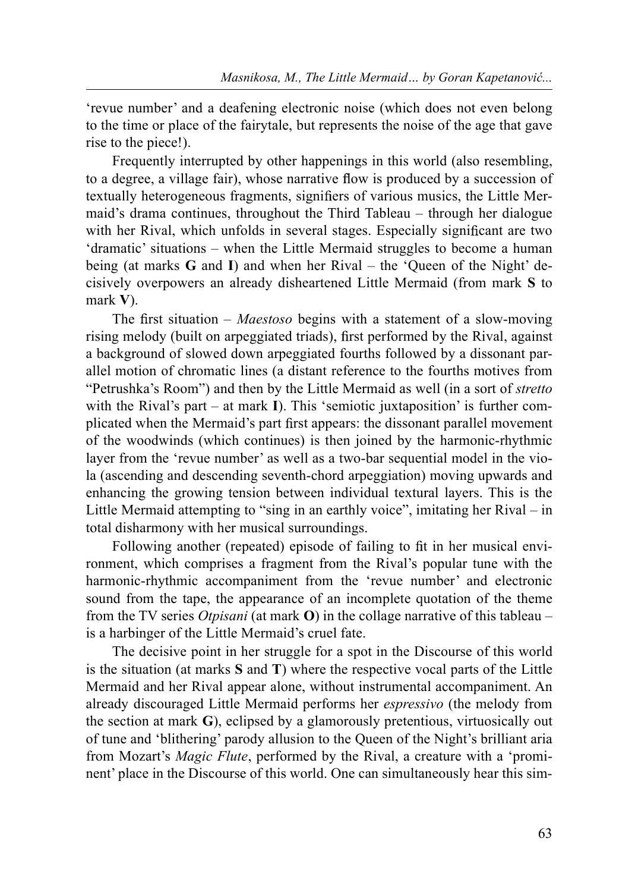'revue number' and a deafening electronic noise (which does not even belong to the time or place of the fairytale, but represents the noise of the age that gave rise to the piece!).

Frequently interrupted by other happenings in this world (also resembling, to a degree, a village fair), whose narrative flow is produced by a succession of textually heterogeneous fragments, signifiers of various musics, the Little Mermaid's drama continues, throughout the Third Tableau – through her dialogue with her Rival, which unfolds in several stages. Especially significant are two 'dramatic' situations – when the Little Mermaid struggles to become a human being (at marks **G** and **I**) and when her Rival – the 'Queen of the Night' decisively overpowers an already disheartened Little Mermaid (from mark **S** to mark **V**).

The first situation – *Maestoso* begins with a statement of a slow-moving rising melody (built on arpeggiated triads), first performed by the Rival, against a background of slowed down arpeggiated fourths followed by a dissonant parallel motion of chromatic lines (a distant reference to the fourths motives from "Petrushka's Room") and then by the Little Mermaid as well (in a sort of *stretto* with the Rival's part – at mark **I**). This 'semiotic juxtaposition' is further complicated when the Mermaid's part first appears: the dissonant parallel movement of the woodwinds (which continues) is then joined by the harmonic-rhythmic layer from the 'revue number' as well as a two-bar sequential model in the viola (ascending and descending seventh-chord arpeggiation) moving upwards and enhancing the growing tension between individual textural layers. This is the Little Mermaid attempting to "sing in an earthly voice", imitating her Rival – in total disharmony with her musical surroundings.

Following another (repeated) episode of failing to fit in her musical environment, which comprises a fragment from the Rival's popular tune with the harmonic-rhythmic accompaniment from the 'revue number' and electronic sound from the tape, the appearance of an incomplete quotation of the theme from the TV series *Otpisani* (at mark **O**) in the collage narrative of this tableau – is a harbinger of the Little Mermaid's cruel fate.

The decisive point in her struggle for a spot in the Discourse of this world is the situation (at marks **S** and **T**) where the respective vocal parts of the Little Mermaid and her Rival appear alone, without instrumental accompaniment. An already discouraged Little Mermaid performs her *espressivo* (the melody from the section at mark **G**), eclipsed by a glamorously pretentious, virtuosically out of tune and 'blithering' parody allusion to the Queen of the Night's brilliant aria from Mozart's *Magic Flute*, performed by the Rival, a creature with a 'prominent' place in the Discourse of this world. One can simultaneously hear this sim-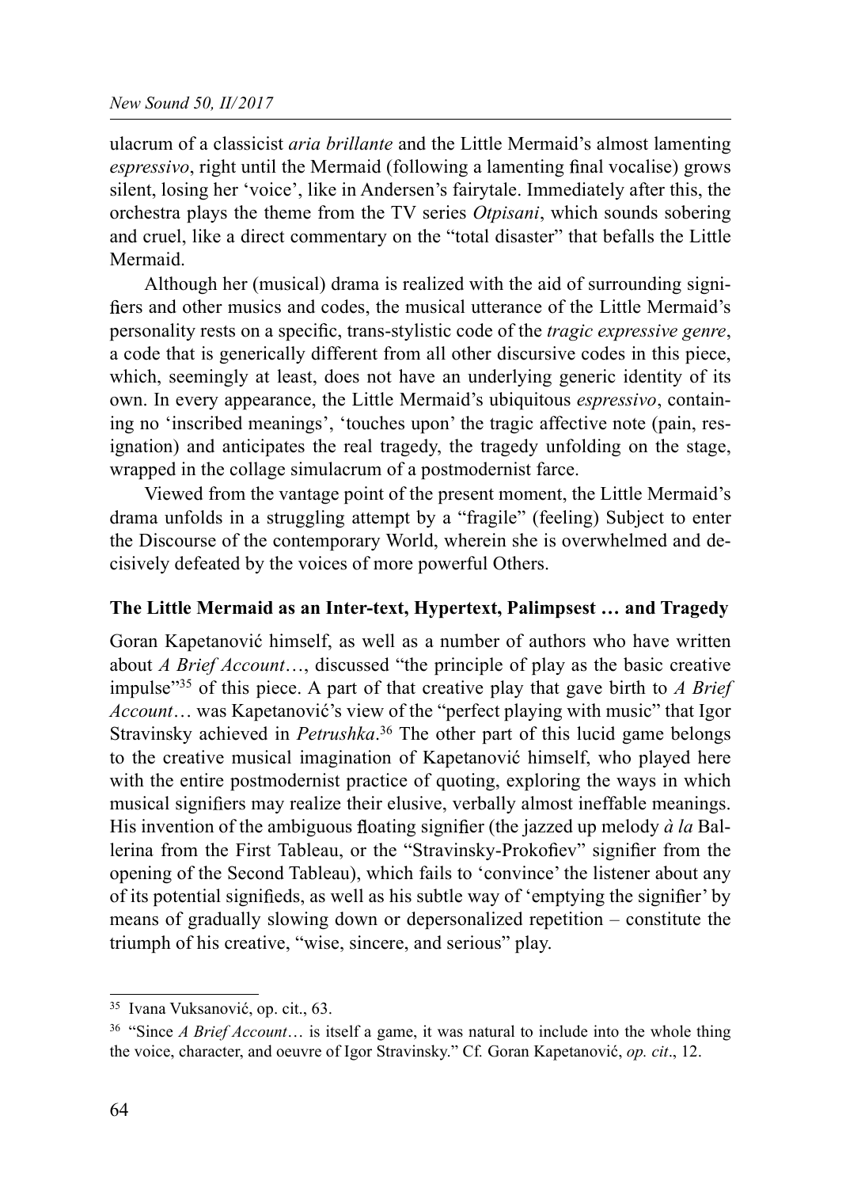ulacrum of a classicist *aria brillante* and the Little Mermaid's almost lamenting *espressivo*, right until the Mermaid (following a lamenting final vocalise) grows silent, losing her 'voice', like in Andersen's fairytale. Immediately after this, the orchestra plays the theme from the TV series *Otpisani*, which sounds sobering and cruel, like a direct commentary on the "total disaster" that befalls the Little Mermaid.

Although her (musical) drama is realized with the aid of surrounding signifiers and other musics and codes, the musical utterance of the Little Mermaid's personality rests on a specific, trans-stylistic code of the *tragic expressive genre*, a code that is generically different from all other discursive codes in this piece, which, seemingly at least, does not have an underlying generic identity of its own. In every appearance, the Little Mermaid's ubiquitous *espressivo*, containing no 'inscribed meanings', 'touches upon' the tragic affective note (pain, resignation) and anticipates the real tragedy, the tragedy unfolding on the stage, wrapped in the collage simulacrum of a postmodernist farce.

Viewed from the vantage point of the present moment, the Little Mermaid's drama unfolds in a struggling attempt by a "fragile" (feeling) Subject to enter the Discourse of the contemporary World, wherein she is overwhelmed and decisively defeated by the voices of more powerful Others.

**The Little Mermaid as an Inter-text, Hypertext, Palimpsest … and Tragedy**

Goran Kapetanović himself, as well as a number of authors who have written about *A Brief Account*…, discussed "the principle of play as the basic creative impulse"[35] of this piece. A part of that creative play that gave birth to *A Brief Account*… was Kapetanović's view of the "perfect playing with music" that Igor Stravinsky achieved in *Petrushka*.[36] The other part of this lucid game belongs to the creative musical imagination of Kapetanović himself, who played here with the entire postmodernist practice of quoting, exploring the ways in which musical signifiers may realize their elusive, verbally almost ineffable meanings. His invention of the ambiguous floating signifier (the jazzed up melody *à la* Ballerina from the First Tableau, or the "Stravinsky-Prokofiev" signifier from the opening of the Second Tableau), which fails to 'convince' the listener about any of its potential signifieds, as well as his subtle way of 'emptying the signifier' by means of gradually slowing down or depersonalized repetition – constitute the triumph of his creative, "wise, sincere, and serious" play.

---

[35] Ivana Vuksanović, op. cit., 63.

[36] "Since *A Brief Account*… is itself a game, it was natural to include into the whole thing the voice, character, and oeuvre of Igor Stravinsky." Cf. Goran Kapetanović, *op. cit*., 12.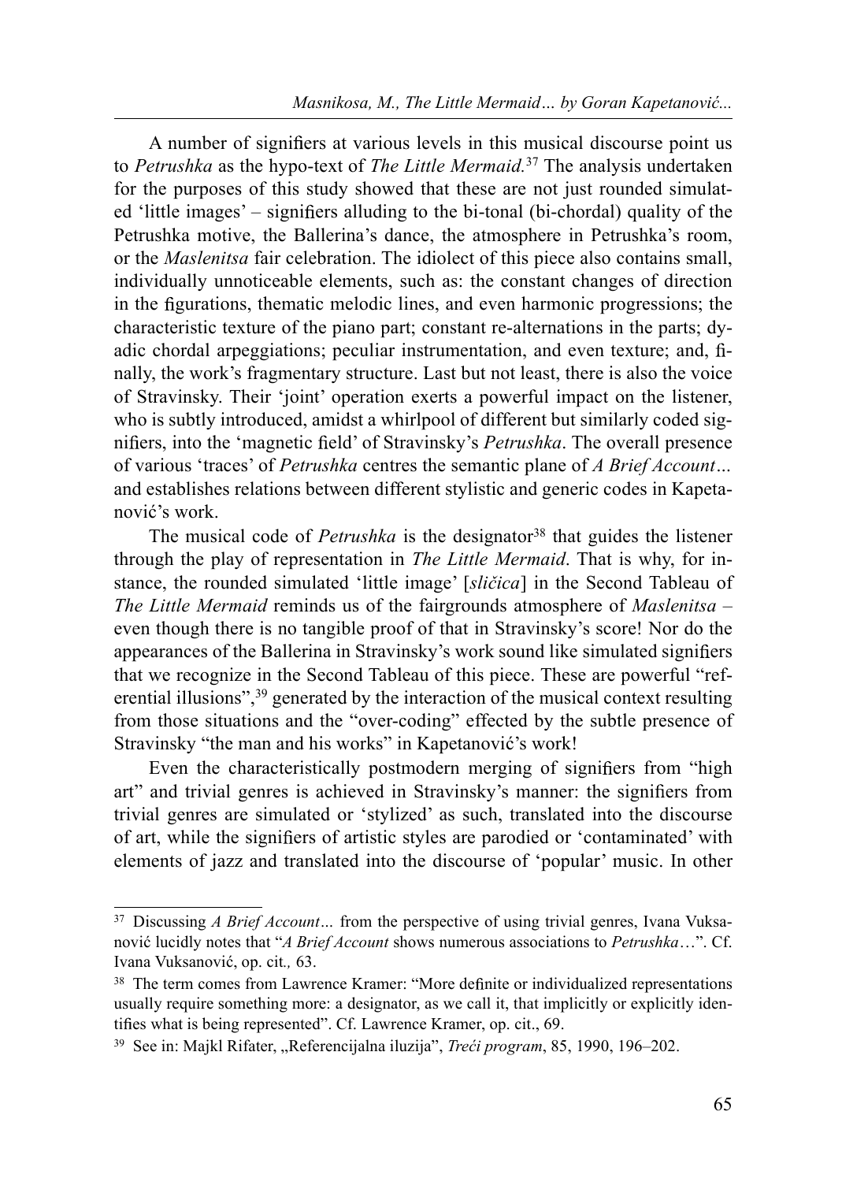A number of signifiers at various levels in this musical discourse point us to *Petrushka* as the hypo-text of *The Little Mermaid.*[37] The analysis undertaken for the purposes of this study showed that these are not just rounded simulated 'little images' – signifiers alluding to the bi-tonal (bi-chordal) quality of the Petrushka motive, the Ballerina's dance, the atmosphere in Petrushka's room, or the *Maslenitsa* fair celebration. The idiolect of this piece also contains small, individually unnoticeable elements, such as: the constant changes of direction in the figurations, thematic melodic lines, and even harmonic progressions; the characteristic texture of the piano part; constant re-alternations in the parts; dyadic chordal arpeggiations; peculiar instrumentation, and even texture; and, finally, the work's fragmentary structure. Last but not least, there is also the voice of Stravinsky. Their 'joint' operation exerts a powerful impact on the listener, who is subtly introduced, amidst a whirlpool of different but similarly coded signifiers, into the 'magnetic field' of Stravinsky's *Petrushka*. The overall presence of various 'traces' of *Petrushka* centres the semantic plane of *A Brief Account…* and establishes relations between different stylistic and generic codes in Kapetanović's work.

The musical code of *Petrushka* is the designator[38] that guides the listener through the play of representation in *The Little Mermaid*. That is why, for instance, the rounded simulated 'little image' [*sličica*] in the Second Tableau of *The Little Mermaid* reminds us of the fairgrounds atmosphere of *Maslenitsa* – even though there is no tangible proof of that in Stravinsky's score! Nor do the appearances of the Ballerina in Stravinsky's work sound like simulated signifiers that we recognize in the Second Tableau of this piece. These are powerful "referential illusions",[39] generated by the interaction of the musical context resulting from those situations and the "over-coding" effected by the subtle presence of Stravinsky "the man and his works" in Kapetanović's work!

Even the characteristically postmodern merging of signifiers from "high art" and trivial genres is achieved in Stravinsky's manner: the signifiers from trivial genres are simulated or 'stylized' as such, translated into the discourse of art, while the signifiers of artistic styles are parodied or 'contaminated' with elements of jazz and translated into the discourse of 'popular' music. In other

---

[37] Discussing *A Brief Account…* from the perspective of using trivial genres, Ivana Vuksanović lucidly notes that "*A Brief Account* shows numerous associations to *Petrushka*…". Cf. Ivana Vuksanović, op. cit*.,* 63.

[38] The term comes from Lawrence Kramer: "More definite or individualized representations usually require something more: a designator, as we call it, that implicitly or explicitly identifies what is being represented". Cf. Lawrence Kramer, op. cit., 69.

[39] See in: Majkl Rifater, „Referencijalna iluzija", *Treći program*, 85, 1990, 196–202.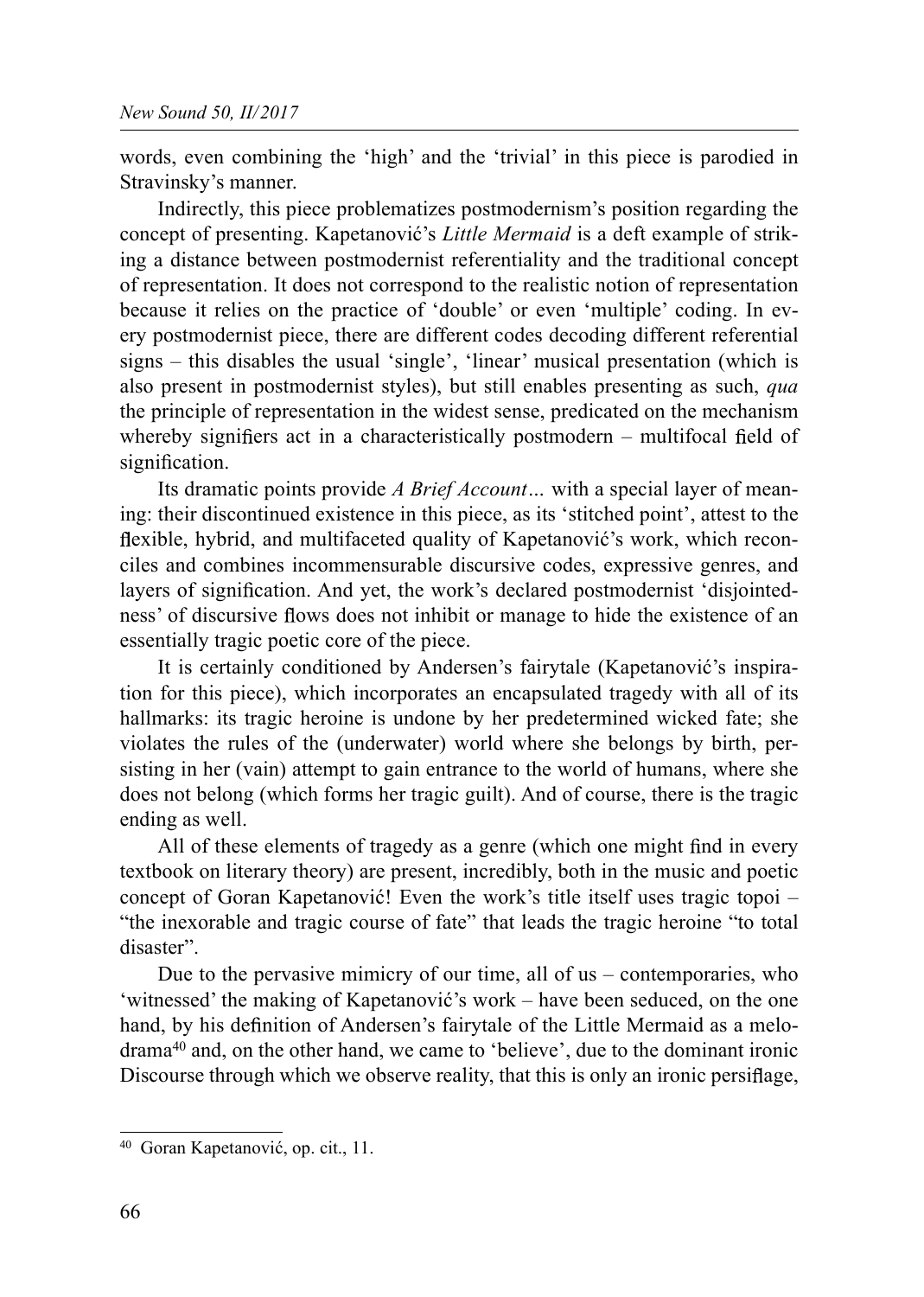words, even combining the 'high' and the 'trivial' in this piece is parodied in Stravinsky's manner.

Indirectly, this piece problematizes postmodernism's position regarding the concept of presenting. Kapetanović's *Little Mermaid* is a deft example of striking a distance between postmodernist referentiality and the traditional concept of representation. It does not correspond to the realistic notion of representation because it relies on the practice of 'double' or even 'multiple' coding. In every postmodernist piece, there are different codes decoding different referential signs – this disables the usual 'single', 'linear' musical presentation (which is also present in postmodernist styles), but still enables presenting as such, *qua* the principle of representation in the widest sense, predicated on the mechanism whereby signifiers act in a characteristically postmodern – multifocal field of signification.

Its dramatic points provide *A Brief Account…* with a special layer of meaning: their discontinued existence in this piece, as its 'stitched point', attest to the flexible, hybrid, and multifaceted quality of Kapetanović's work, which reconciles and combines incommensurable discursive codes, expressive genres, and layers of signification. And yet, the work's declared postmodernist 'disjointedness' of discursive flows does not inhibit or manage to hide the existence of an essentially tragic poetic core of the piece.

It is certainly conditioned by Andersen's fairytale (Kapetanović's inspiration for this piece), which incorporates an encapsulated tragedy with all of its hallmarks: its tragic heroine is undone by her predetermined wicked fate; she violates the rules of the (underwater) world where she belongs by birth, persisting in her (vain) attempt to gain entrance to the world of humans, where she does not belong (which forms her tragic guilt). And of course, there is the tragic ending as well.

All of these elements of tragedy as a genre (which one might find in every textbook on literary theory) are present, incredibly, both in the music and poetic concept of Goran Kapetanović! Even the work's title itself uses tragic topoi – "the inexorable and tragic course of fate" that leads the tragic heroine "to total disaster".

Due to the pervasive mimicry of our time, all of us – contemporaries, who 'witnessed' the making of Kapetanović's work – have been seduced, on the one hand, by his definition of Andersen's fairytale of the Little Mermaid as a melodrama[40] and, on the other hand, we came to 'believe', due to the dominant ironic Discourse through which we observe reality, that this is only an ironic persiflage,

---

[40] Goran Kapetanović, op. cit., 11.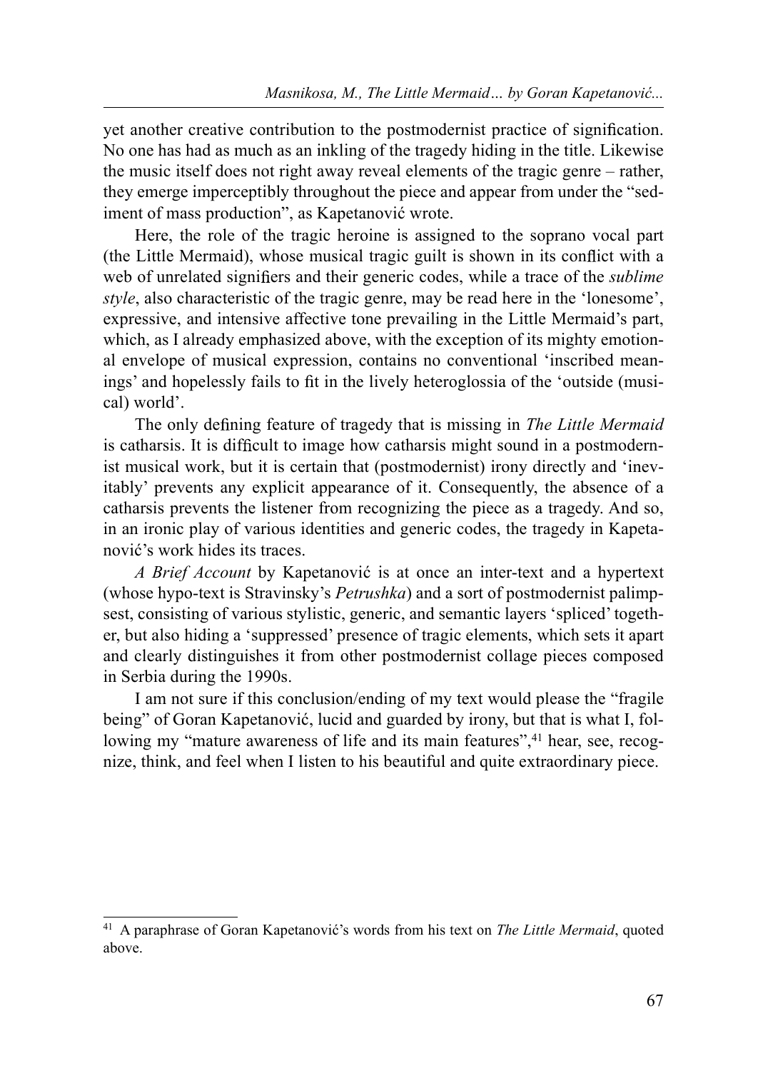yet another creative contribution to the postmodernist practice of signification. No one has had as much as an inkling of the tragedy hiding in the title. Likewise the music itself does not right away reveal elements of the tragic genre – rather, they emerge imperceptibly throughout the piece and appear from under the "sediment of mass production", as Kapetanović wrote.

Here, the role of the tragic heroine is assigned to the soprano vocal part (the Little Mermaid), whose musical tragic guilt is shown in its conflict with a web of unrelated signifiers and their generic codes, while a trace of the *sublime style*, also characteristic of the tragic genre, may be read here in the 'lonesome', expressive, and intensive affective tone prevailing in the Little Mermaid's part, which, as I already emphasized above, with the exception of its mighty emotional envelope of musical expression, contains no conventional 'inscribed meanings' and hopelessly fails to fit in the lively heteroglossia of the 'outside (musical) world'.

The only defining feature of tragedy that is missing in *The Little Mermaid* is catharsis. It is difficult to image how catharsis might sound in a postmodernist musical work, but it is certain that (postmodernist) irony directly and 'inevitably' prevents any explicit appearance of it. Consequently, the absence of a catharsis prevents the listener from recognizing the piece as a tragedy. And so, in an ironic play of various identities and generic codes, the tragedy in Kapetanović's work hides its traces.

*A Brief Account* by Kapetanović is at once an inter-text and a hypertext (whose hypo-text is Stravinsky's *Petrushka*) and a sort of postmodernist palimpsest, consisting of various stylistic, generic, and semantic layers 'spliced' together, but also hiding a 'suppressed' presence of tragic elements, which sets it apart and clearly distinguishes it from other postmodernist collage pieces composed in Serbia during the 1990s.

I am not sure if this conclusion/ending of my text would please the "fragile being" of Goran Kapetanović, lucid and guarded by irony, but that is what I, following my "mature awareness of life and its main features",[41] hear, see, recognize, think, and feel when I listen to his beautiful and quite extraordinary piece.

---

[41] A paraphrase of Goran Kapetanović's words from his text on *The Little Mermaid*, quoted above.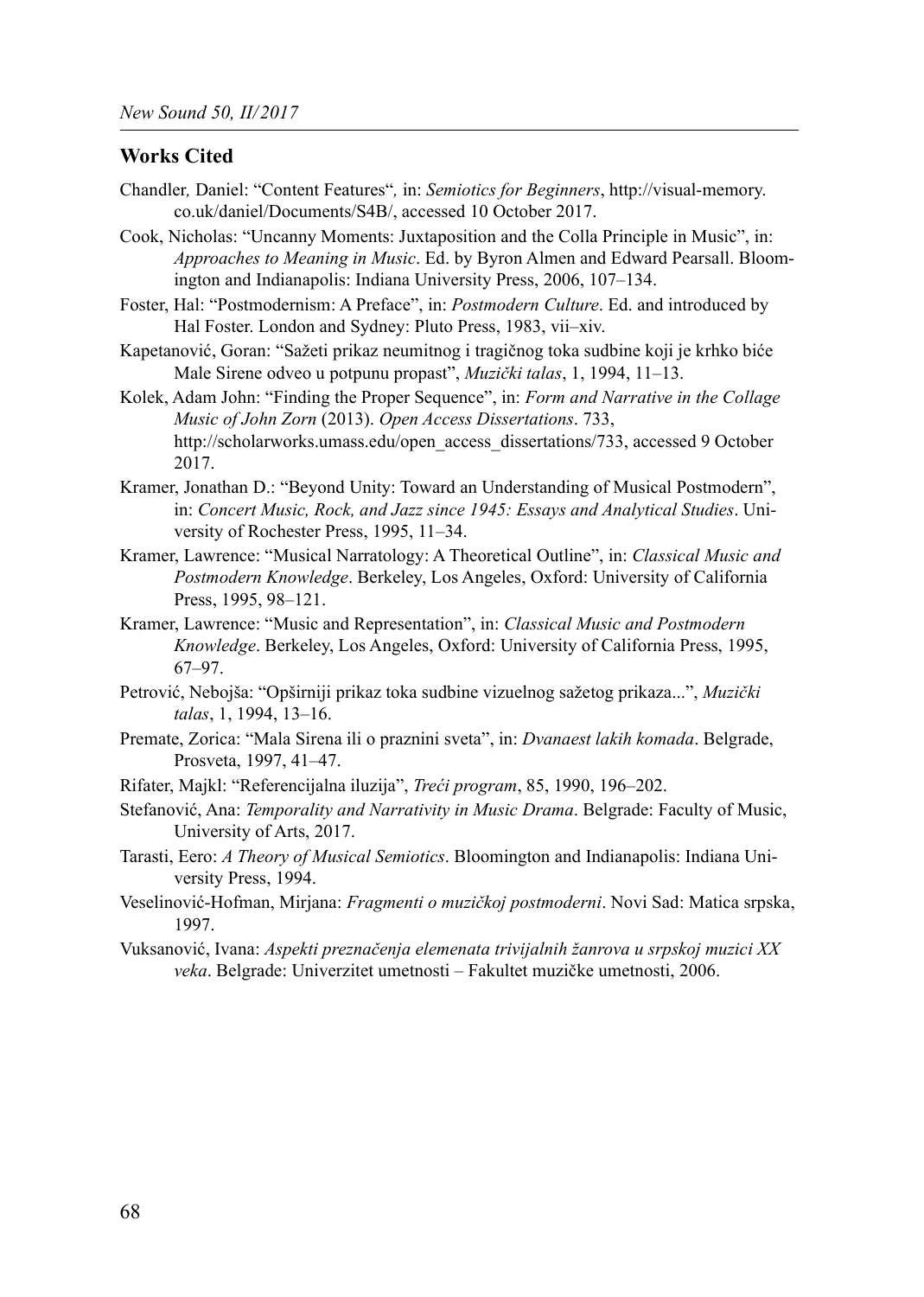## Works Cited

Chandler, Daniel: "Content Features", in: *Semiotics for Beginners*, http://visual-memory.co.uk/daniel/Documents/S4B/, accessed 10 October 2017.

Cook, Nicholas: "Uncanny Moments: Juxtaposition and the Colla Principle in Music", in: *Approaches to Meaning in Music*. Ed. by Byron Almen and Edward Pearsall. Bloomington and Indianapolis: Indiana University Press, 2006, 107–134.

Foster, Hal: "Postmodernism: A Preface", in: *Postmodern Culture*. Ed. and introduced by Hal Foster. London and Sydney: Pluto Press, 1983, vii–xiv.

Kapetanović, Goran: "Sažeti prikaz neumitnog i tragičnog toka sudbine koji je krhko biće Male Sirene odveo u potpunu propast", *Muzički talas*, 1, 1994, 11–13.

Kolek, Adam John: "Finding the Proper Sequence", in: *Form and Narrative in the Collage Music of John Zorn* (2013). *Open Access Dissertations*. 733, http://scholarworks.umass.edu/open_access_dissertations/733, accessed 9 October 2017.

Kramer, Jonathan D.: "Beyond Unity: Toward an Understanding of Musical Postmodern", in: *Concert Music, Rock, and Jazz since 1945: Essays and Analytical Studies*. University of Rochester Press, 1995, 11–34.

Kramer, Lawrence: "Musical Narratology: A Theoretical Outline", in: *Classical Music and Postmodern Knowledge*. Berkeley, Los Angeles, Oxford: University of California Press, 1995, 98–121.

Kramer, Lawrence: "Music and Representation", in: *Classical Music and Postmodern Knowledge*. Berkeley, Los Angeles, Oxford: University of California Press, 1995, 67–97.

Petrović, Nebojša: "Opširniji prikaz toka sudbine vizuelnog sažetog prikaza...", *Muzički talas*, 1, 1994, 13–16.

Premate, Zorica: "Mala Sirena ili o praznini sveta", in: *Dvanaest lakih komada*. Belgrade, Prosveta, 1997, 41–47.

Rifater, Majkl: "Referencijalna iluzija", *Treći program*, 85, 1990, 196–202.

Stefanović, Ana: *Temporality and Narrativity in Music Drama*. Belgrade: Faculty of Music, University of Arts, 2017.

Tarasti, Eero: *A Theory of Musical Semiotics*. Bloomington and Indianapolis: Indiana University Press, 1994.

Veselinović-Hofman, Mirjana: *Fragmenti o muzičkoj postmoderni*. Novi Sad: Matica srpska, 1997.

Vuksanović, Ivana: *Aspekti preznačenja elemenata trivijalnih žanrova u srpskoj muzici XX veka*. Belgrade: Univerzitet umetnosti – Fakultet muzičke umetnosti, 2006.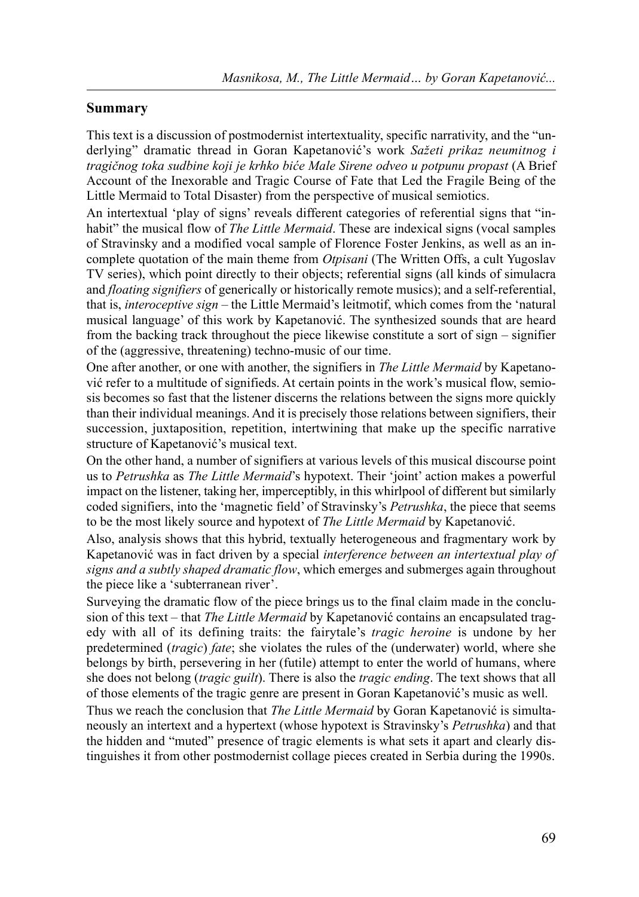## Summary

This text is a discussion of postmodernist intertextuality, specific narrativity, and the "underlying" dramatic thread in Goran Kapetanović's work *Sažeti prikaz neumitnog i tragičnog toka sudbine koji je krhko biće Male Sirene odveo u potpunu propast* (A Brief Account of the Inexorable and Tragic Course of Fate that Led the Fragile Being of the Little Mermaid to Total Disaster) from the perspective of musical semiotics.

An intertextual 'play of signs' reveals different categories of referential signs that "inhabit" the musical flow of *The Little Mermaid*. These are indexical signs (vocal samples of Stravinsky and a modified vocal sample of Florence Foster Jenkins, as well as an incomplete quotation of the main theme from *Otpisani* (The Written Offs, a cult Yugoslav TV series), which point directly to their objects; referential signs (all kinds of simulacra and *floating signifiers* of generically or historically remote musics); and a self-referential, that is, *interoceptive sign* – the Little Mermaid's leitmotif, which comes from the 'natural musical language' of this work by Kapetanović. The synthesized sounds that are heard from the backing track throughout the piece likewise constitute a sort of sign – signifier of the (aggressive, threatening) techno-music of our time.

One after another, or one with another, the signifiers in *The Little Mermaid* by Kapetanović refer to a multitude of signifieds. At certain points in the work's musical flow, semiosis becomes so fast that the listener discerns the relations between the signs more quickly than their individual meanings. And it is precisely those relations between signifiers, their succession, juxtaposition, repetition, intertwining that make up the specific narrative structure of Kapetanović's musical text.

On the other hand, a number of signifiers at various levels of this musical discourse point us to *Petrushka* as *The Little Mermaid*'s hypotext. Their 'joint' action makes a powerful impact on the listener, taking her, imperceptibly, in this whirlpool of different but similarly coded signifiers, into the 'magnetic field' of Stravinsky's *Petrushka*, the piece that seems to be the most likely source and hypotext of *The Little Mermaid* by Kapetanović.

Also, analysis shows that this hybrid, textually heterogeneous and fragmentary work by Kapetanović was in fact driven by a special *interference between an intertextual play of signs and a subtly shaped dramatic flow*, which emerges and submerges again throughout the piece like a 'subterranean river'.

Surveying the dramatic flow of the piece brings us to the final claim made in the conclusion of this text – that *The Little Mermaid* by Kapetanović contains an encapsulated tragedy with all of its defining traits: the fairytale's *tragic heroine* is undone by her predetermined (*tragic*) *fate*; she violates the rules of the (underwater) world, where she belongs by birth, persevering in her (futile) attempt to enter the world of humans, where she does not belong (*tragic guilt*). There is also the *tragic ending*. The text shows that all of those elements of the tragic genre are present in Goran Kapetanović's music as well.

Thus we reach the conclusion that *The Little Mermaid* by Goran Kapetanović is simultaneously an intertext and a hypertext (whose hypotext is Stravinsky's *Petrushka*) and that the hidden and "muted" presence of tragic elements is what sets it apart and clearly distinguishes it from other postmodernist collage pieces created in Serbia during the 1990s.